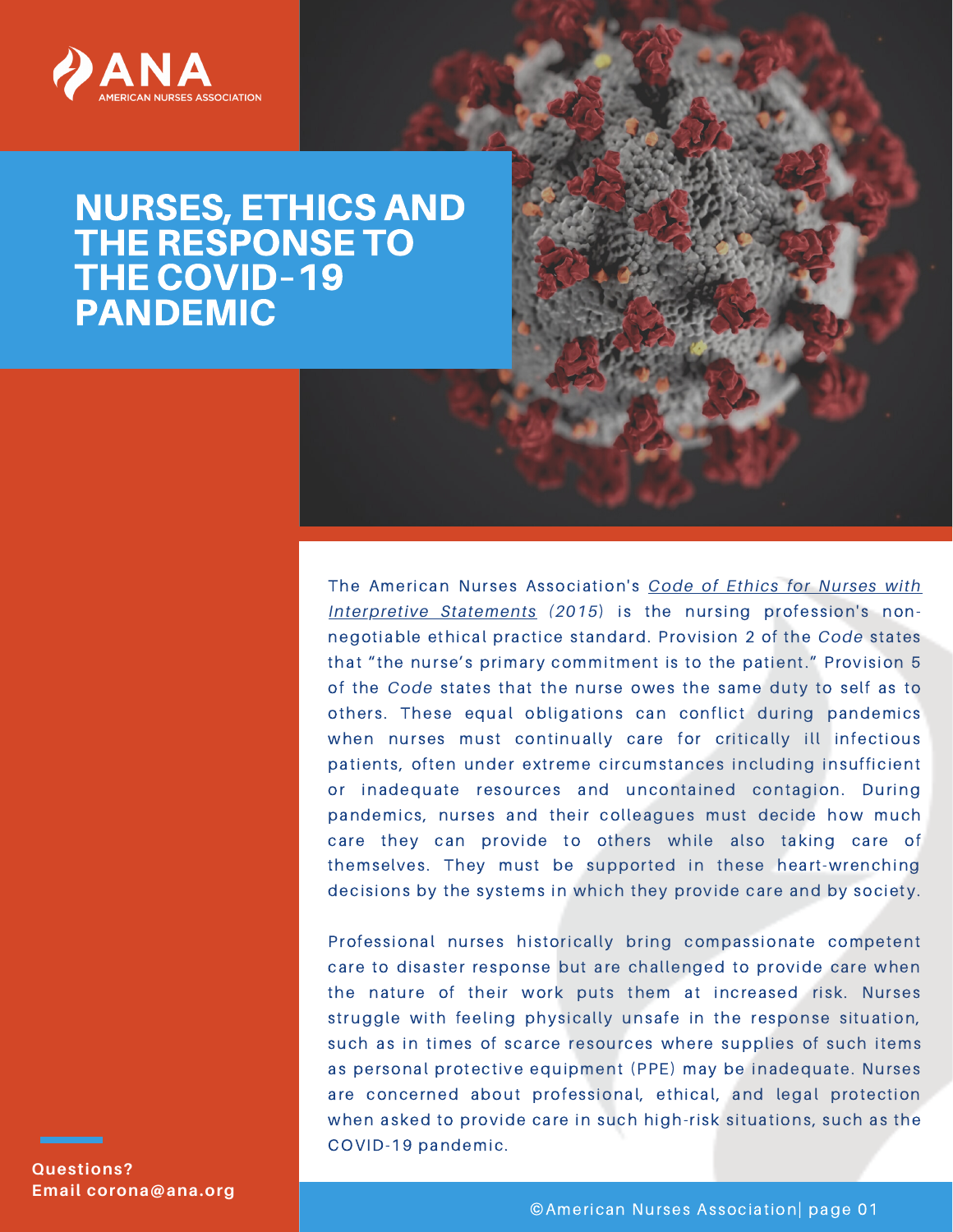ANA
AMERICAN NURSES ASSOCIATION

# NURSES, ETHICS AND THE RESPONSE TO THE COVID-19 PANDEMIC

The American Nurses Association's *Code of Ethics for Nurses with Interpretive Statements* (2015) is the nursing profession's non-negotiable ethical practice standard. Provision 2 of the *Code* states that "the nurse's primary commitment is to the patient." Provision 5 of the *Code* states that the nurse owes the same duty to self as to others. These equal obligations can conflict during pandemics when nurses must continually care for critically ill infectious patients, often under extreme circumstances including insufficient or inadequate resources and uncontained contagion. During pandemics, nurses and their colleagues must decide how much care they can provide to others while also taking care of themselves. They must be supported in these heart-wrenching decisions by the systems in which they provide care and by society.

Professional nurses historically bring compassionate competent care to disaster response but are challenged to provide care when the nature of their work puts them at increased risk. Nurses struggle with feeling physically unsafe in the response situation, such as in times of scarce resources where supplies of such items as personal protective equipment (PPE) may be inadequate. Nurses are concerned about professional, ethical, and legal protection when asked to provide care in such high-risk situations, such as the COVID-19 pandemic.

**Questions?**
**Email corona@ana.org**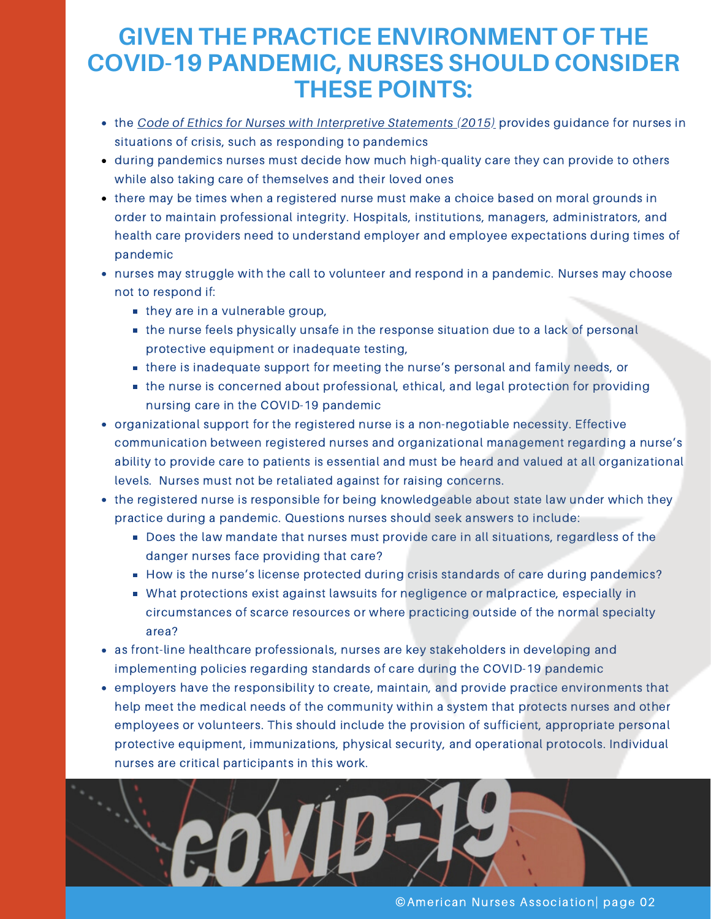# GIVEN THE PRACTICE ENVIRONMENT OF THE COVID-19 PANDEMIC, NURSES SHOULD CONSIDER THESE POINTS:

- the *Code of Ethics for Nurses with Interpretive Statements (2015)* provides guidance for nurses in situations of crisis, such as responding to pandemics
- during pandemics nurses must decide how much high-quality care they can provide to others while also taking care of themselves and their loved ones
- there may be times when a registered nurse must make a choice based on moral grounds in order to maintain professional integrity. Hospitals, institutions, managers, administrators, and health care providers need to understand employer and employee expectations during times of pandemic
- nurses may struggle with the call to volunteer and respond in a pandemic. Nurses may choose not to respond if:
  - they are in a vulnerable group,
  - the nurse feels physically unsafe in the response situation due to a lack of personal protective equipment or inadequate testing,
  - there is inadequate support for meeting the nurse's personal and family needs, or
  - the nurse is concerned about professional, ethical, and legal protection for providing nursing care in the COVID-19 pandemic
- organizational support for the registered nurse is a non-negotiable necessity. Effective communication between registered nurses and organizational management regarding a nurse's ability to provide care to patients is essential and must be heard and valued at all organizational levels. Nurses must not be retaliated against for raising concerns.
- the registered nurse is responsible for being knowledgeable about state law under which they practice during a pandemic. Questions nurses should seek answers to include:
  - Does the law mandate that nurses must provide care in all situations, regardless of the danger nurses face providing that care?
  - How is the nurse's license protected during crisis standards of care during pandemics?
  - What protections exist against lawsuits for negligence or malpractice, especially in circumstances of scarce resources or where practicing outside of the normal specialty area?
- as front-line healthcare professionals, nurses are key stakeholders in developing and implementing policies regarding standards of care during the COVID-19 pandemic
- employers have the responsibility to create, maintain, and provide practice environments that help meet the medical needs of the community within a system that protects nurses and other employees or volunteers. This should include the provision of sufficient, appropriate personal protective equipment, immunizations, physical security, and operational protocols. Individual nurses are critical participants in this work.

©American Nurses Association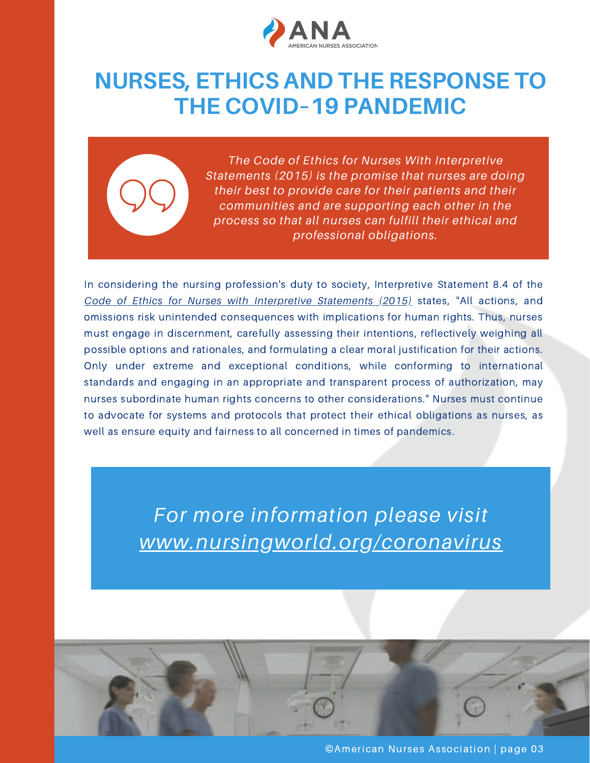# NURSES, ETHICS AND THE RESPONSE TO THE COVID-19 PANDEMIC

*The Code of Ethics for Nurses With Interpretive Statements (2015) is the promise that nurses are doing their best to provide care for their patients and their communities and are supporting each other in the process so that all nurses can fulfill their ethical and professional obligations.*

In considering the nursing profession's duty to society, Interpretive Statement 8.4 of the *Code of Ethics for Nurses with Interpretive Statements (2015)* states, "All actions, and omissions risk unintended consequences with implications for human rights. Thus, nurses must engage in discernment, carefully assessing their intentions, reflectively weighing all possible options and rationales, and formulating a clear moral justification for their actions. Only under extreme and exceptional conditions, while conforming to international standards and engaging in an appropriate and transparent process of authorization, may nurses subordinate human rights concerns to other considerations." Nurses must continue to advocate for systems and protocols that protect their ethical obligations as nurses, as well as ensure equity and fairness to all concerned in times of pandemics.

*For more information please visit [www.nursingworld.org/coronavirus](http://www.nursingworld.org/coronavirus)*

©American Nurses Association